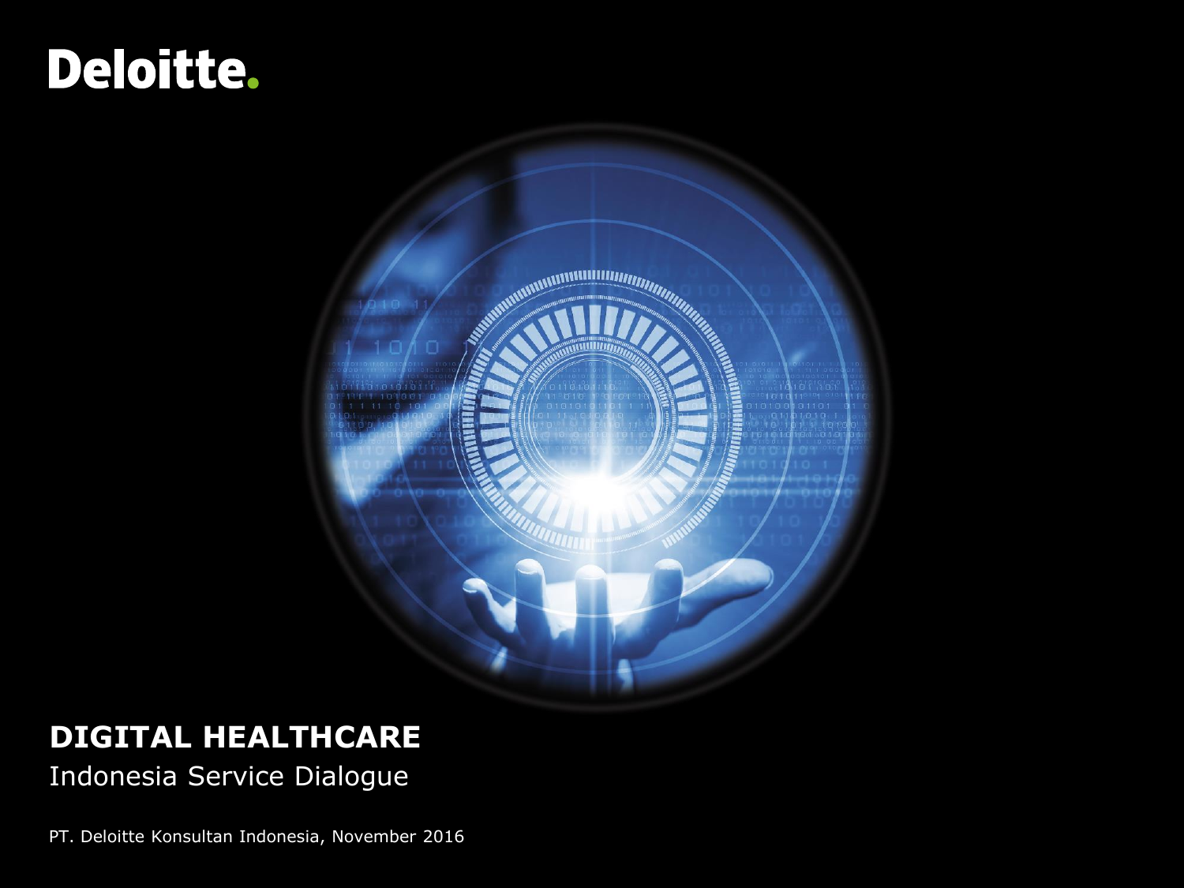Deloitte.

# DIGITAL HEALTHCARE

Indonesia Service Dialogue

PT. Deloitte Konsultan Indonesia, November 2016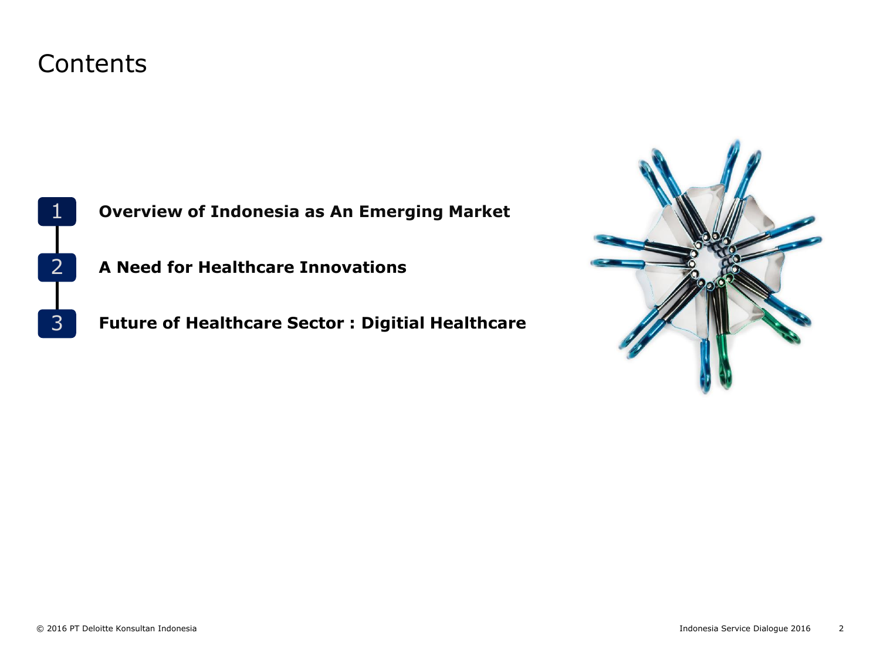# Contents

1. **Overview of Indonesia as An Emerging Market**
2. **A Need for Healthcare Innovations**
3. **Future of Healthcare Sector : Digitial Healthcare**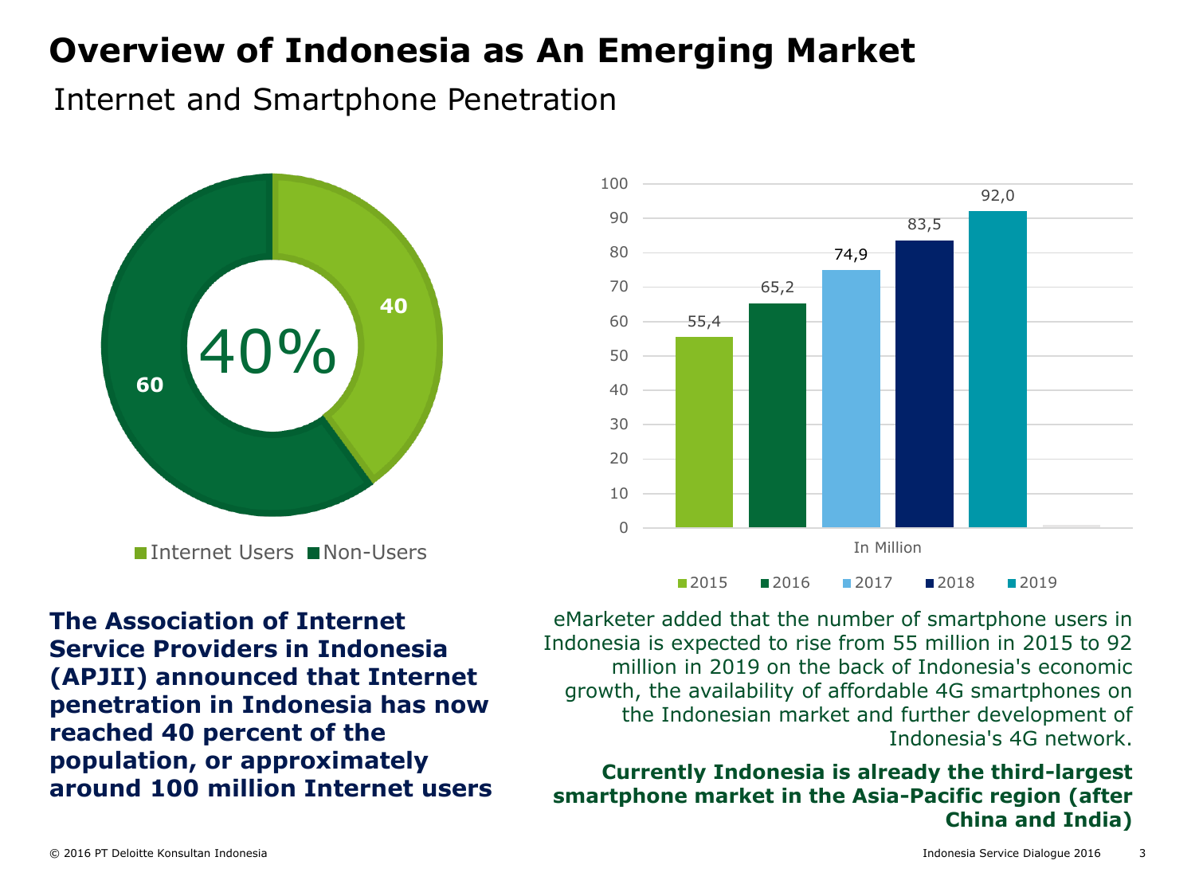# Overview of Indonesia as An Emerging Market

## Internet and Smartphone Penetration

40%

| | Value |
|---|---|
| Internet Users | 40 |
| Non-Users | 60 |

| Year | In Million |
|---|---|
| 2015 | 55,4 |
| 2016 | 65,2 |
| 2017 | 74,9 |
| 2018 | 83,5 |
| 2019 | 92,0 |

**The Association of Internet Service Providers in Indonesia (APJII) announced that Internet penetration in Indonesia has now reached 40 percent of the population, or approximately around 100 million Internet users**

eMarketer added that the number of smartphone users in Indonesia is expected to rise from 55 million in 2015 to 92 million in 2019 on the back of Indonesia's economic growth, the availability of affordable 4G smartphones on the Indonesian market and further development of Indonesia's 4G network.

**Currently Indonesia is already the third-largest smartphone market in the Asia-Pacific region (after China and India)**

© 2016 PT Deloitte Konsultan Indonesia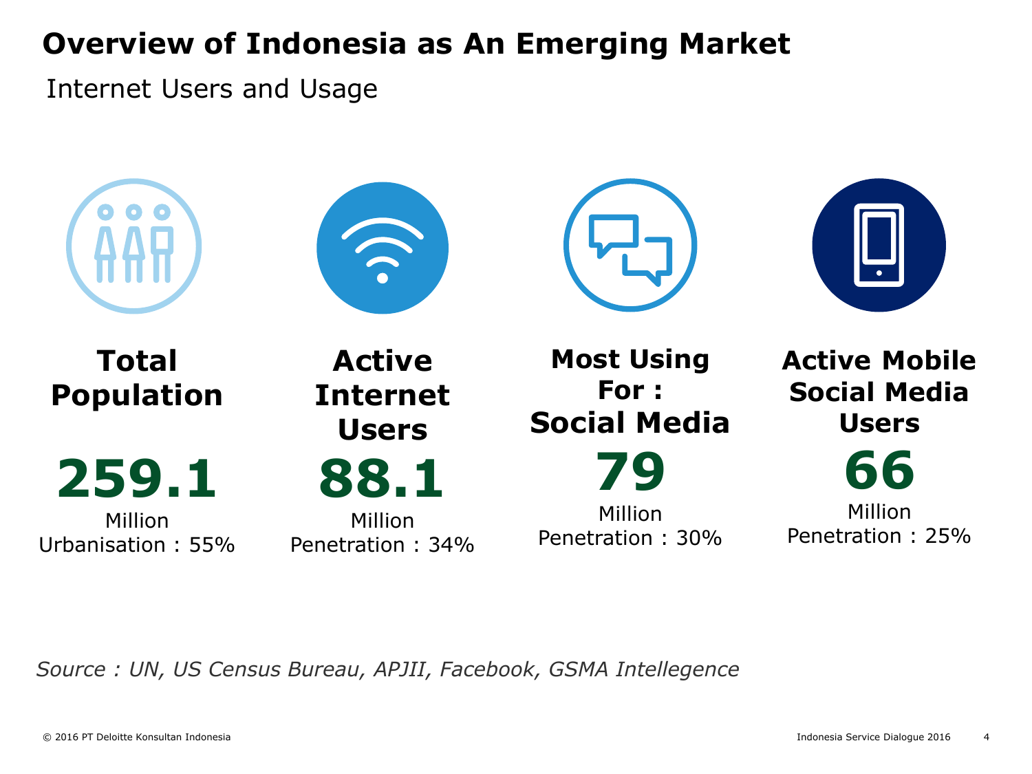# Overview of Indonesia as An Emerging Market

Internet Users and Usage

**Total Population**

**259.1**

Million

Urbanisation : 55%

**Active Internet Users**

**88.1**

Million

Penetration : 34%

**Most Using For : Social Media**

**79**

Million

Penetration : 30%

**Active Mobile Social Media Users**

**66**

Million

Penetration : 25%

*Source : UN, US Census Bureau, APJII, Facebook, GSMA Intellegence*

© 2016 PT Deloitte Konsultan Indonesia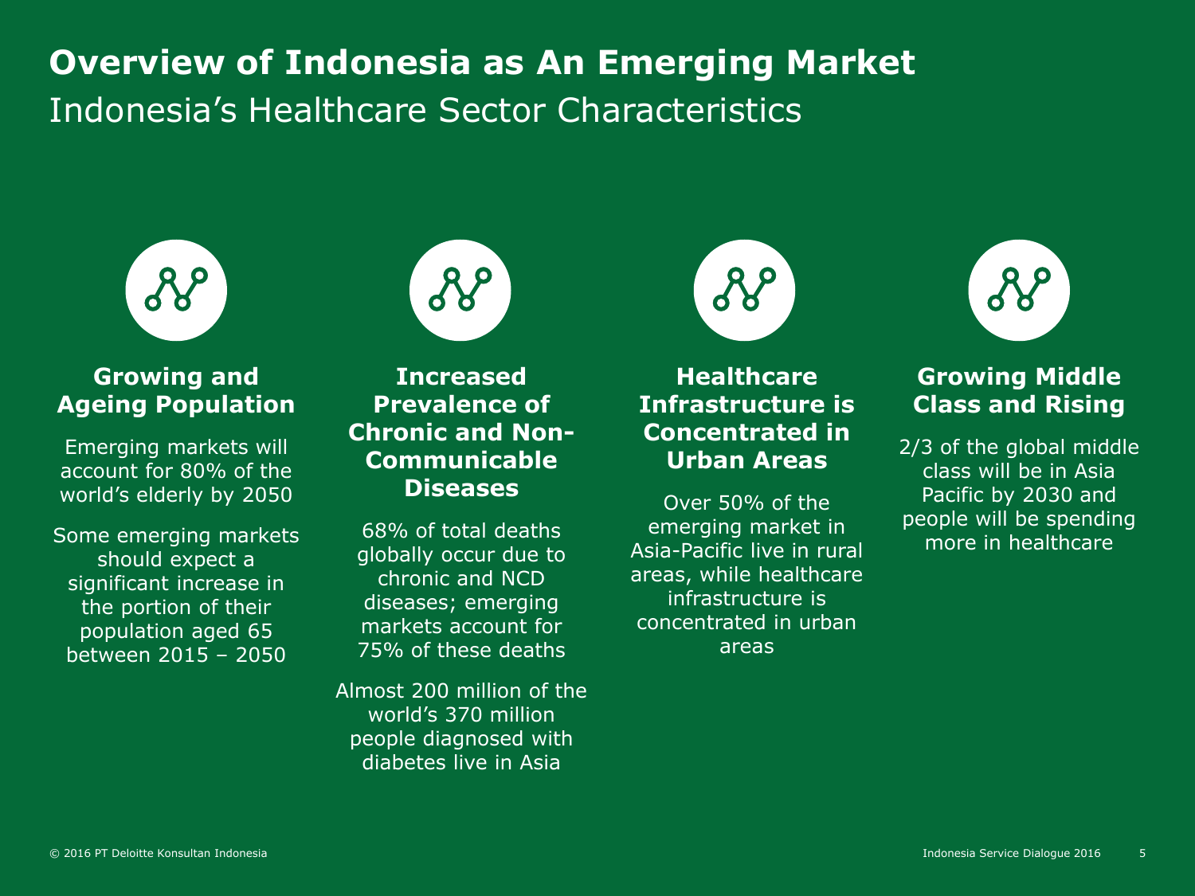# Overview of Indonesia as An Emerging Market

## Indonesia's Healthcare Sector Characteristics

### Growing and Ageing Population

Emerging markets will account for 80% of the world's elderly by 2050

Some emerging markets should expect a significant increase in the portion of their population aged 65 between 2015 – 2050

### Increased Prevalence of Chronic and Non-Communicable Diseases

68% of total deaths globally occur due to chronic and NCD diseases; emerging markets account for 75% of these deaths

Almost 200 million of the world's 370 million people diagnosed with diabetes live in Asia

### Healthcare Infrastructure is Concentrated in Urban Areas

Over 50% of the emerging market in Asia-Pacific live in rural areas, while healthcare infrastructure is concentrated in urban areas

### Growing Middle Class and Rising

2/3 of the global middle class will be in Asia Pacific by 2030 and people will be spending more in healthcare

© 2016 PT Deloitte Konsultan Indonesia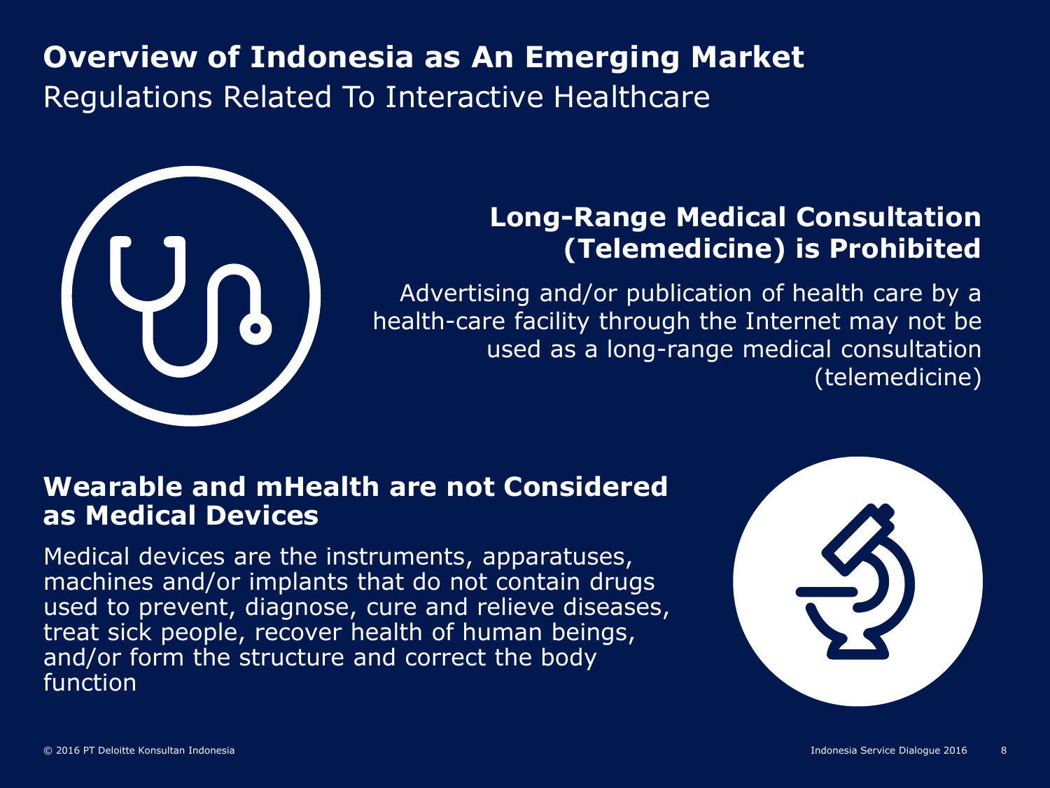# Overview of Indonesia as An Emerging Market

Regulations Related To Interactive Healthcare

## Long-Range Medical Consultation (Telemedicine) is Prohibited

Advertising and/or publication of health care by a health-care facility through the Internet may not be used as a long-range medical consultation (telemedicine)

## Wearable and mHealth are not Considered as Medical Devices

Medical devices are the instruments, apparatuses, machines and/or implants that do not contain drugs used to prevent, diagnose, cure and relieve diseases, treat sick people, recover health of human beings, and/or form the structure and correct the body function

© 2016 PT Deloitte Konsultan Indonesia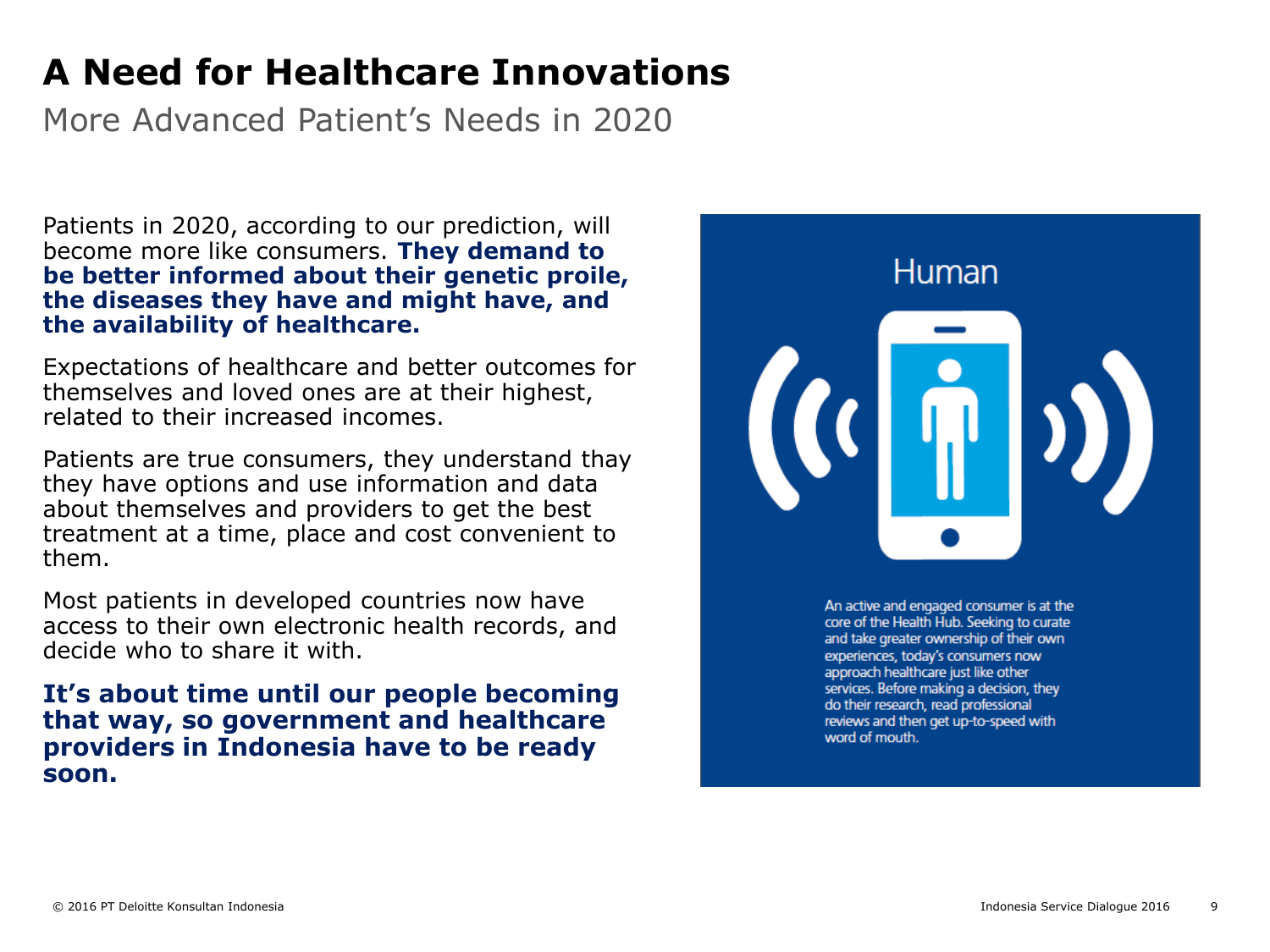# A Need for Healthcare Innovations

More Advanced Patient's Needs in 2020

Patients in 2020, according to our prediction, will become more like consumers. **They demand to be better informed about their genetic proile, the diseases they have and might have, and the availability of healthcare.**

Expectations of healthcare and better outcomes for themselves and loved ones are at their highest, related to their increased incomes.

Patients are true consumers, they understand thay they have options and use information and data about themselves and providers to get the best treatment at a time, place and cost convenient to them.

Most patients in developed countries now have access to their own electronic health records, and decide who to share it with.

**It's about time until our people becoming that way, so government and healthcare providers in Indonesia have to be ready soon.**

Human

An active and engaged consumer is at the core of the Health Hub. Seeking to curate and take greater ownership of their own experiences, today's consumers now approach healthcare just like other services. Before making a decision, they do their research, read professional reviews and then get up-to-speed with word of mouth.

© 2016 PT Deloitte Konsultan Indonesia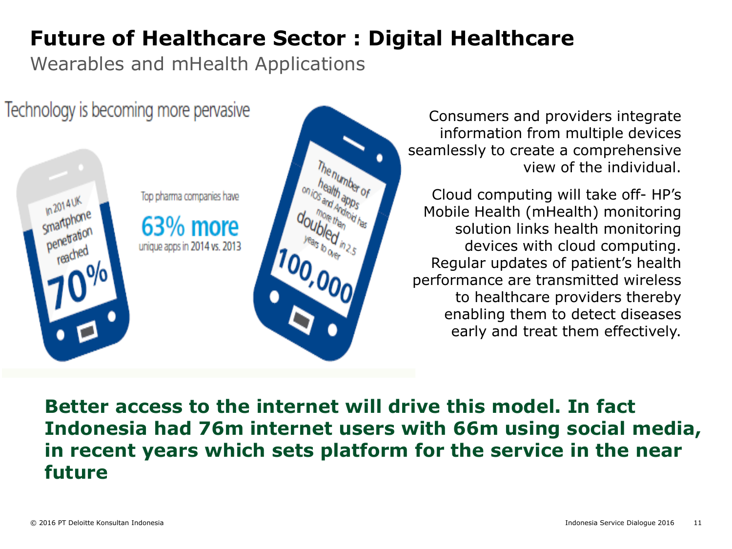# Future of Healthcare Sector : Digital Healthcare

Wearables and mHealth Applications

Technology is becoming more pervasive

In 2014 UK smartphone penetration reached 70%

Top pharma companies have 63% more unique apps in 2014 vs. 2013

The number of health apps on iOS and Android has more than doubled in 2.5 years to over 100,000

Consumers and providers integrate information from multiple devices seamlessly to create a comprehensive view of the individual.

Cloud computing will take off- HP's Mobile Health (mHealth) monitoring solution links health monitoring devices with cloud computing. Regular updates of patient's health performance are transmitted wireless to healthcare providers thereby enabling them to detect diseases early and treat them effectively.

**Better access to the internet will drive this model. In fact Indonesia had 76m internet users with 66m using social media, in recent years which sets platform for the service in the near future**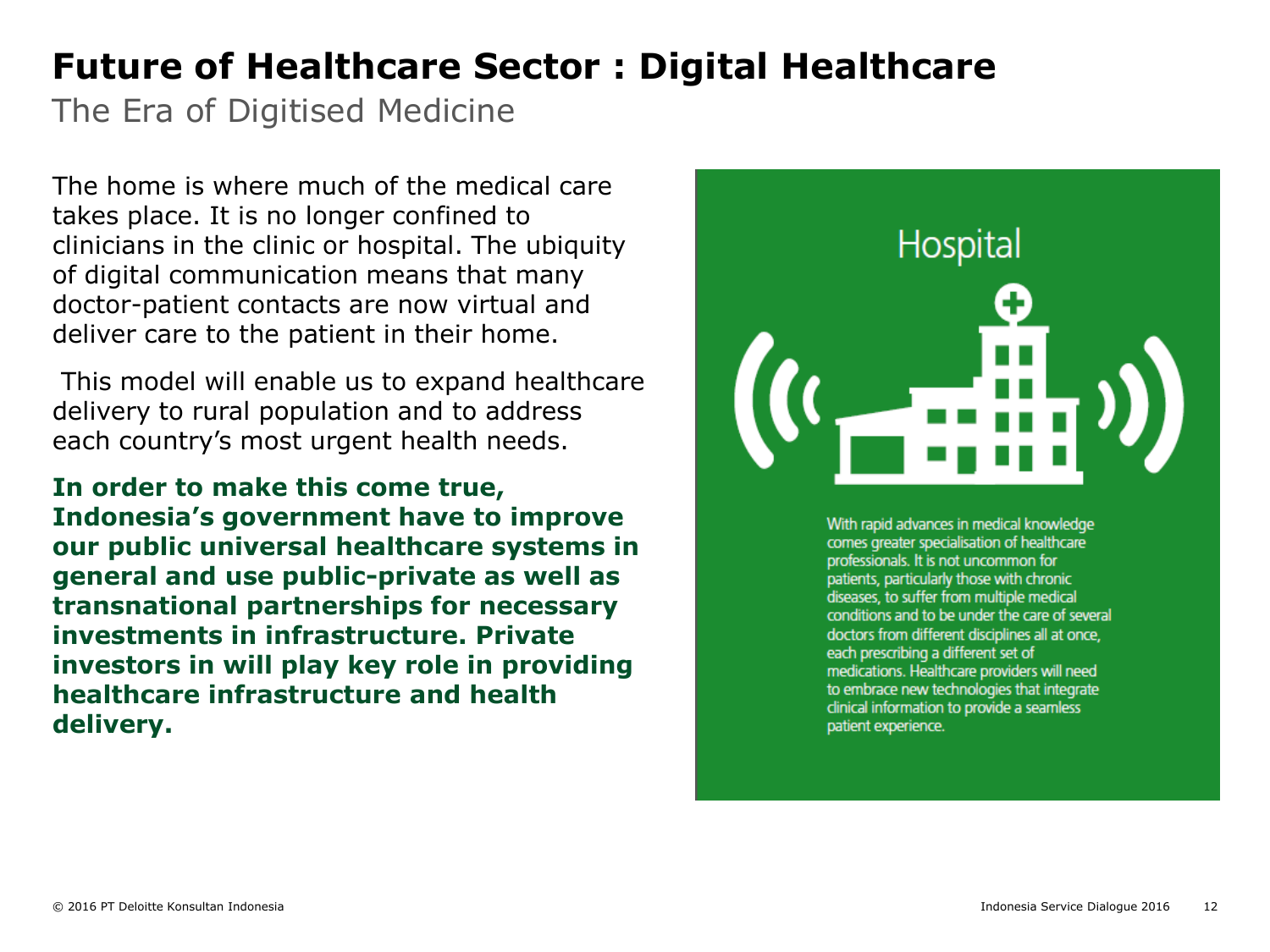# Future of Healthcare Sector : Digital Healthcare

The Era of Digitised Medicine

The home is where much of the medical care takes place. It is no longer confined to clinicians in the clinic or hospital. The ubiquity of digital communication means that many doctor-patient contacts are now virtual and deliver care to the patient in their home.

This model will enable us to expand healthcare delivery to rural population and to address each country's most urgent health needs.

**In order to make this come true, Indonesia's government have to improve our public universal healthcare systems in general and use public-private as well as transnational partnerships for necessary investments in infrastructure. Private investors in will play key role in providing healthcare infrastructure and health delivery.**

## Hospital

With rapid advances in medical knowledge comes greater specialisation of healthcare professionals. It is not uncommon for patients, particularly those with chronic diseases, to suffer from multiple medical conditions and to be under the care of several doctors from different disciplines all at once, each prescribing a different set of medications. Healthcare providers will need to embrace new technologies that integrate clinical information to provide a seamless patient experience.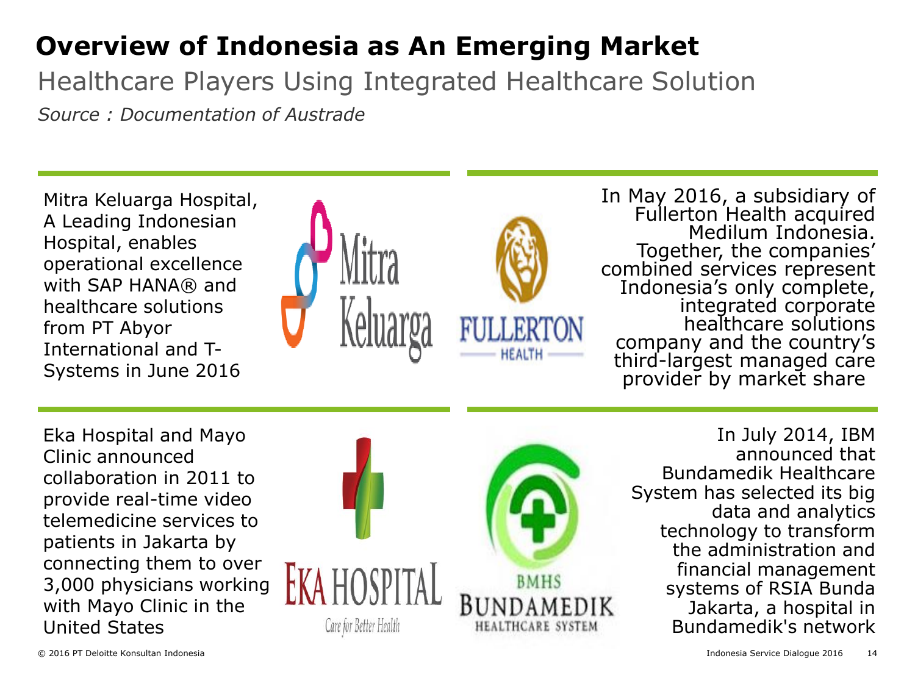# Overview of Indonesia as An Emerging Market

## Healthcare Players Using Integrated Healthcare Solution

*Source : Documentation of Austrade*

Mitra Keluarga Hospital, A Leading Indonesian Hospital, enables operational excellence with SAP HANA® and healthcare solutions from PT Abyor International and T-Systems in June 2016

In May 2016, a subsidiary of Fullerton Health acquired Medilum Indonesia. Together, the companies' combined services represent Indonesia's only complete, integrated corporate healthcare solutions company and the country's third-largest managed care provider by market share

Eka Hospital and Mayo Clinic announced collaboration in 2011 to provide real-time video telemedicine services to patients in Jakarta by connecting them to over 3,000 physicians working with Mayo Clinic in the United States

In July 2014, IBM announced that Bundamedik Healthcare System has selected its big data and analytics technology to transform the administration and financial management systems of RSIA Bunda Jakarta, a hospital in Bundamedik's network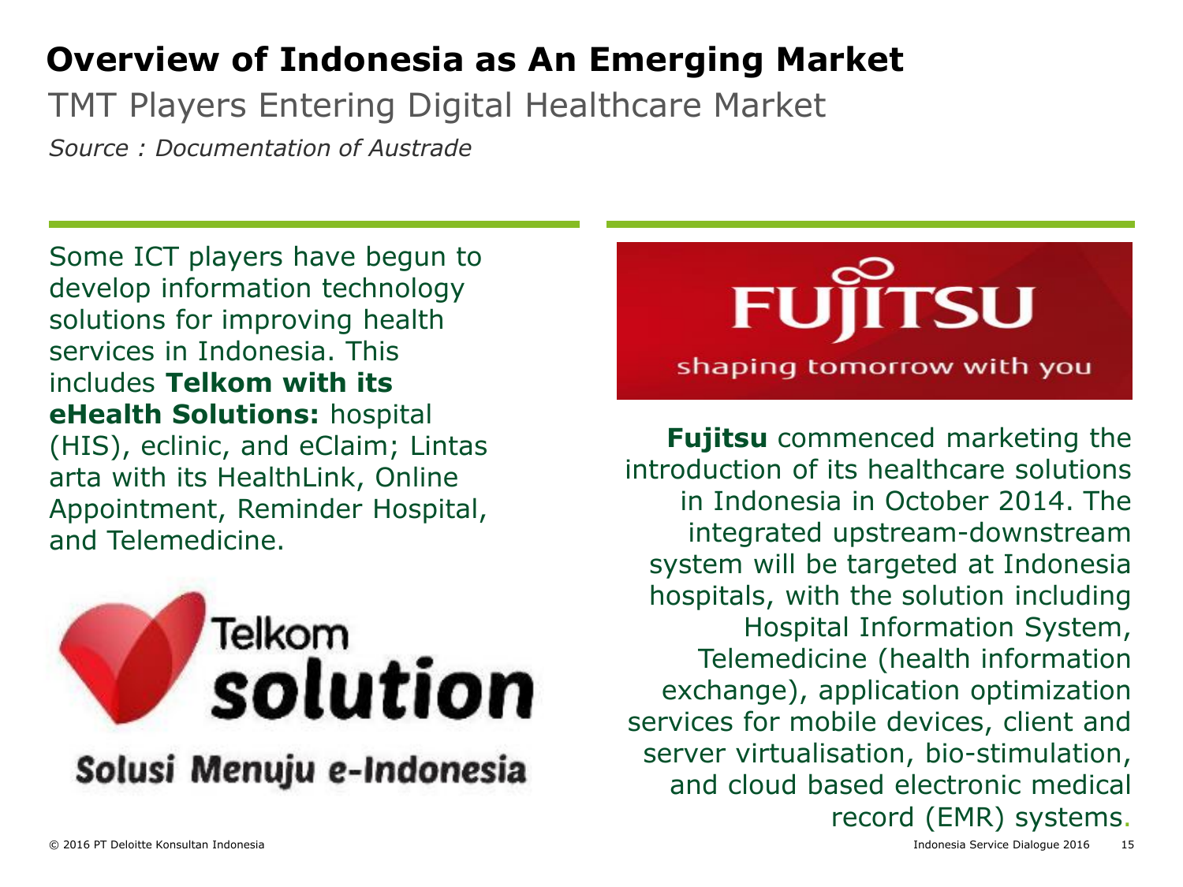# Overview of Indonesia as An Emerging Market

## TMT Players Entering Digital Healthcare Market

*Source : Documentation of Austrade*

Some ICT players have begun to develop information technology solutions for improving health services in Indonesia. This includes **Telkom with its eHealth Solutions:** hospital (HIS), eclinic, and eClaim; Lintas arta with its HealthLink, Online Appointment, Reminder Hospital, and Telemedicine.

Telkom solution

Solusi Menuju e-Indonesia

FUJITSU

shaping tomorrow with you

**Fujitsu** commenced marketing the introduction of its healthcare solutions in Indonesia in October 2014. The integrated upstream-downstream system will be targeted at Indonesia hospitals, with the solution including Hospital Information System, Telemedicine (health information exchange), application optimization services for mobile devices, client and server virtualisation, bio-stimulation, and cloud based electronic medical record (EMR) systems.

© 2016 PT Deloitte Konsultan Indonesia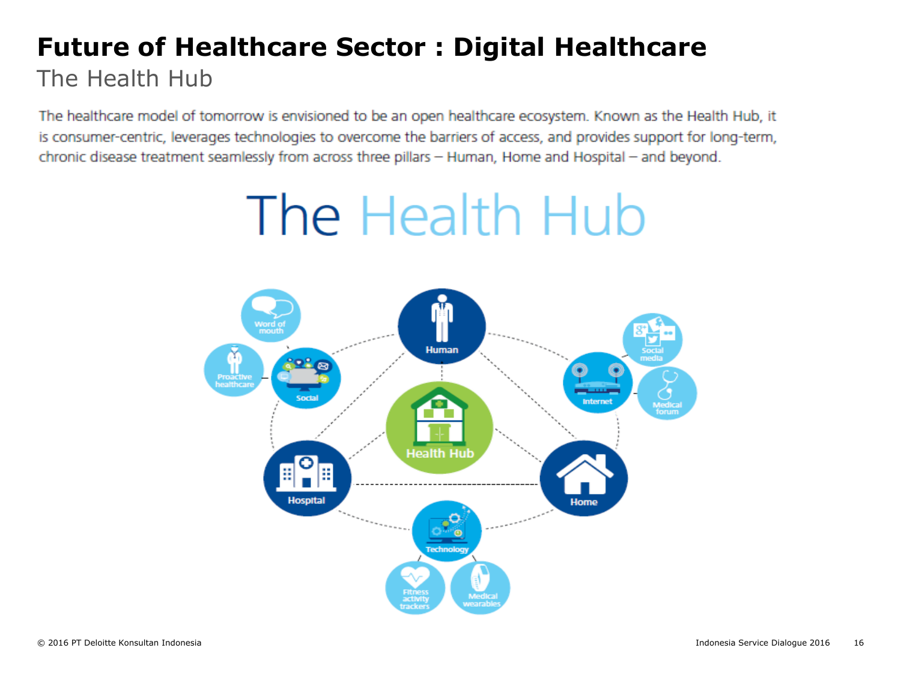# Future of Healthcare Sector : Digital Healthcare

## The Health Hub

The healthcare model of tomorrow is envisioned to be an open healthcare ecosystem. Known as the Health Hub, it is consumer-centric, leverages technologies to overcome the barriers of access, and provides support for long-term, chronic disease treatment seamlessly from across three pillars – Human, Home and Hospital – and beyond.

The Health Hub

Human

Health Hub

Hospital

Home

Social

Word of mouth

Proactive healthcare

Internet

Social media

Medical forum

Technology

Fitness activity trackers

Medical wearables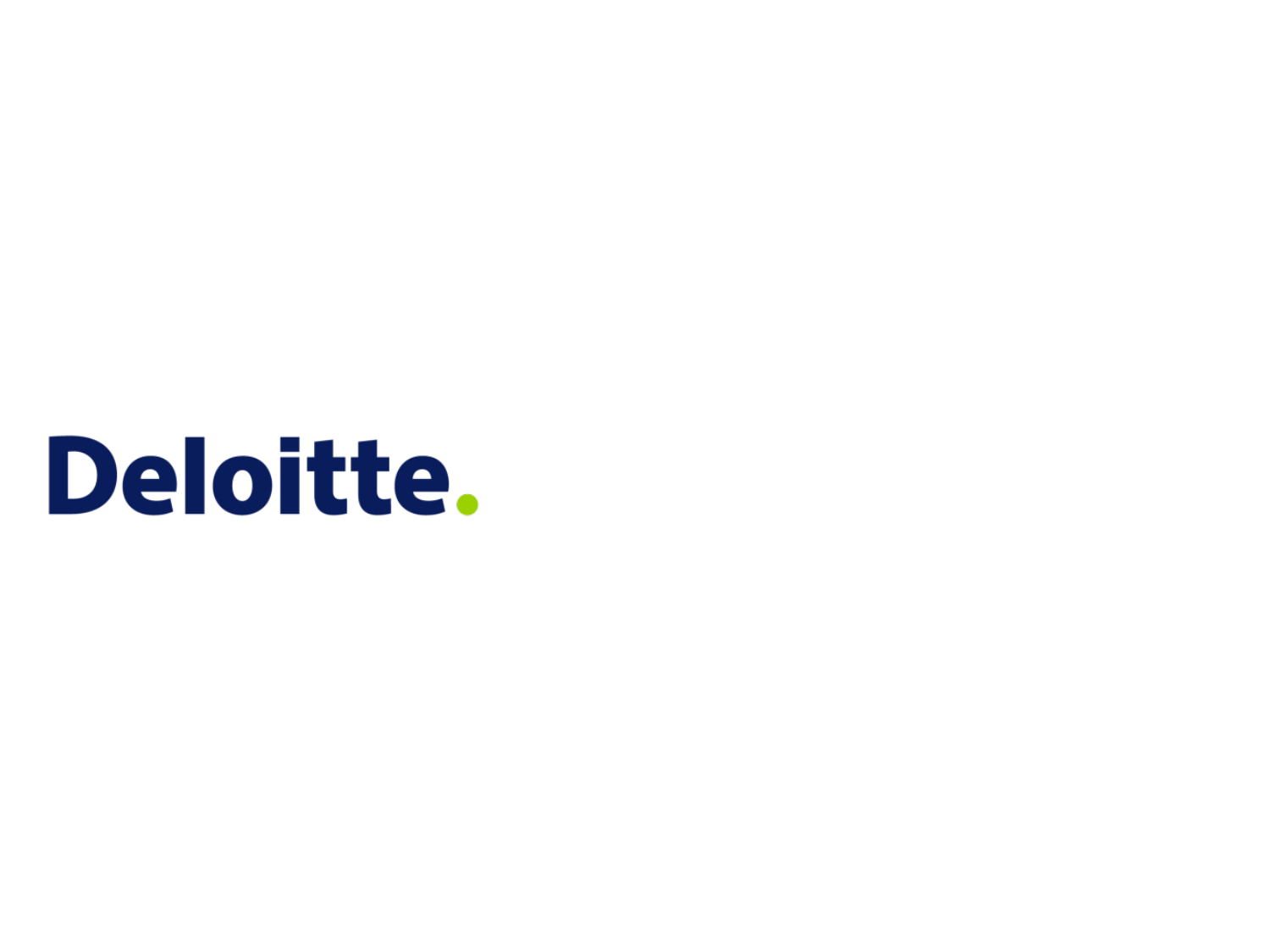Deloitte.